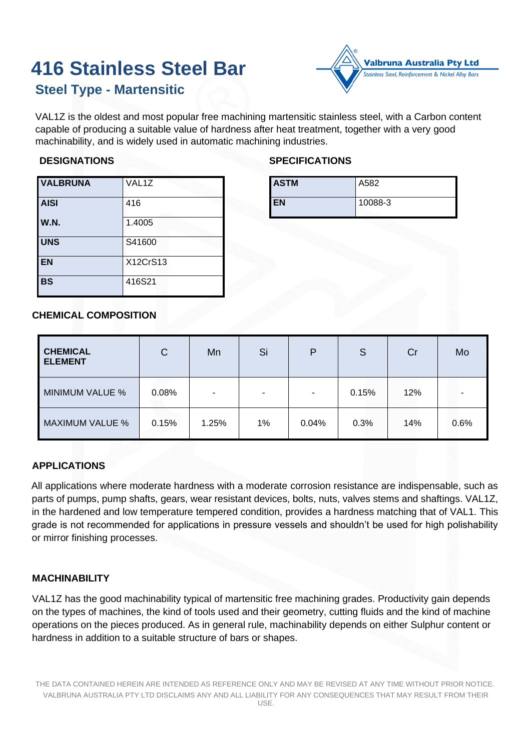# 416 Stainless Steel Bar

## Steel Type - Martensitic

VAL1Z is the oldest and most popular free machining martensitic stainless steel, with a Carbon content capable of producing a suitable value of hardness after heat treatment, together with a very good machinability, and is widely used in automatic machining industries.

### DESIGNATIONS

| VALBRUNA | VAL1Z |
|---|---|
| AISI | 416 |
| W.N. | 1.4005 |
| UNS | S41600 |
| EN | X12CrS13 |
| BS | 416S21 |

### SPECIFICATIONS

| ASTM | A582 |
|---|---|
| EN | 10088-3 |

### CHEMICAL COMPOSITION

| CHEMICAL ELEMENT | C | Mn | Si | P | S | Cr | Mo |
|---|---|---|---|---|---|---|---|
| MINIMUM VALUE % | 0.08% | - | - | - | 0.15% | 12% | - |
| MAXIMUM VALUE % | 0.15% | 1.25% | 1% | 0.04% | 0.3% | 14% | 0.6% |

### APPLICATIONS

All applications where moderate hardness with a moderate corrosion resistance are indispensable, such as parts of pumps, pump shafts, gears, wear resistant devices, bolts, nuts, valves stems and shaftings. VAL1Z, in the hardened and low temperature tempered condition, provides a hardness matching that of VAL1. This grade is not recommended for applications in pressure vessels and shouldn't be used for high polishability or mirror finishing processes.

### MACHINABILITY

VAL1Z has the good machinability typical of martensitic free machining grades. Productivity gain depends on the types of machines, the kind of tools used and their geometry, cutting fluids and the kind of machine operations on the pieces produced. As in general rule, machinability depends on either Sulphur content or hardness in addition to a suitable structure of bars or shapes.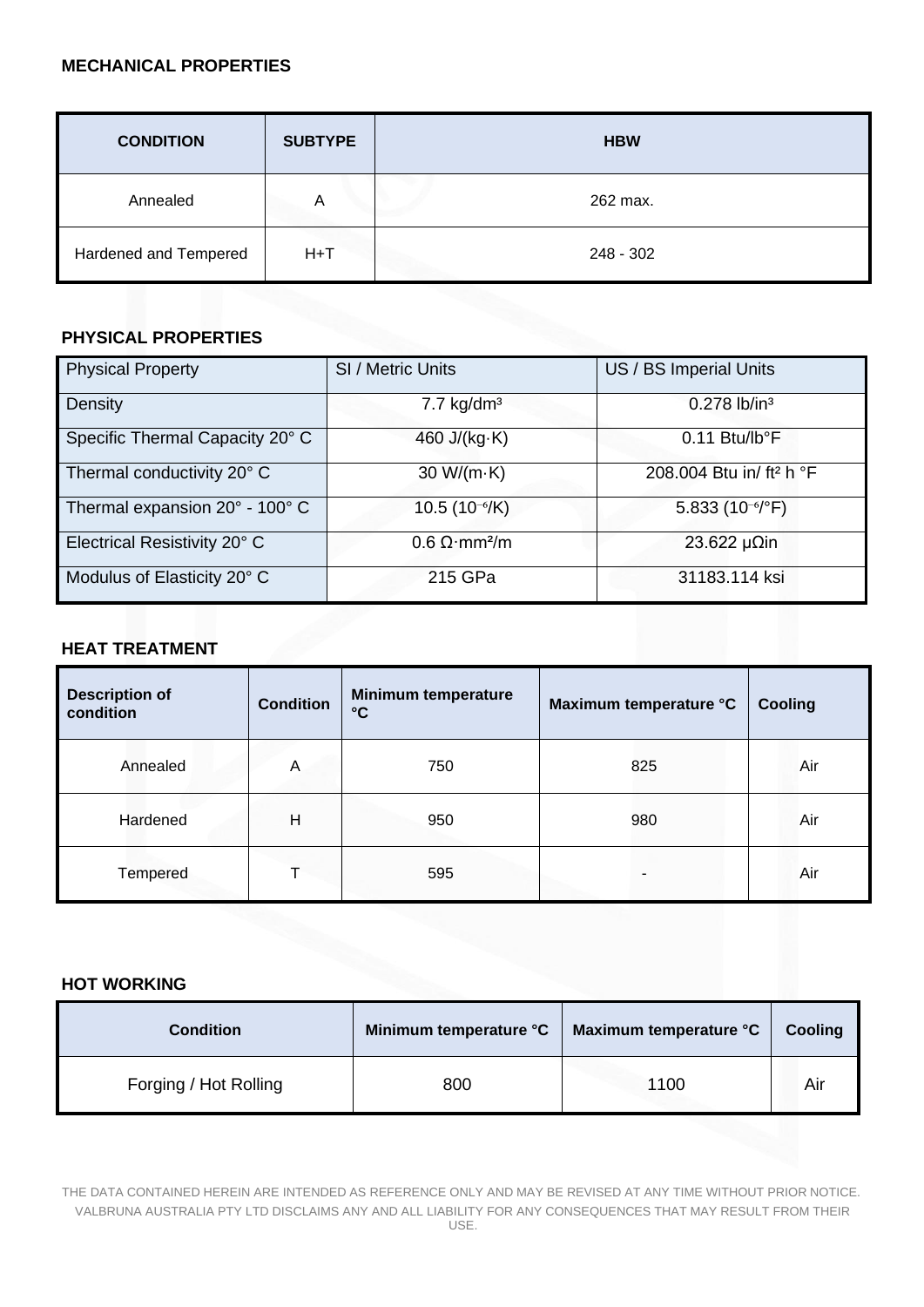### MECHANICAL PROPERTIES

| CONDITION | SUBTYPE | HBW |
|---|---|---|
| Annealed | A | 262 max. |
| Hardened and Tempered | H+T | 248 - 302 |

### PHYSICAL PROPERTIES

| Physical Property | SI / Metric Units | US / BS Imperial Units |
|---|---|---|
| Density | 7.7 kg/dm³ | 0.278 lb/in³ |
| Specific Thermal Capacity 20° C | 460 J/(kg·K) | 0.11 Btu/lb°F |
| Thermal conductivity 20° C | 30 W/(m·K) | 208.004 Btu in/ ft² h °F |
| Thermal expansion 20° - 100° C | 10.5 ($10^{-6}$/K) | 5.833 ($10^{-6}$/°F) |
| Electrical Resistivity 20° C | 0.6 Ω·mm²/m | 23.622 μΩin |
| Modulus of Elasticity 20° C | 215 GPa | 31183.114 ksi |

### HEAT TREATMENT

| Description of condition | Condition | Minimum temperature °C | Maximum temperature °C | Cooling |
|---|---|---|---|---|
| Annealed | A | 750 | 825 | Air |
| Hardened | H | 950 | 980 | Air |
| Tempered | T | 595 | - | Air |

### HOT WORKING

| Condition | Minimum temperature °C | Maximum temperature °C | Cooling |
|---|---|---|---|
| Forging / Hot Rolling | 800 | 1100 | Air |

THE DATA CONTAINED HEREIN ARE INTENDED AS REFERENCE ONLY AND MAY BE REVISED AT ANY TIME WITHOUT PRIOR NOTICE. VALBRUNA AUSTRALIA PTY LTD DISCLAIMS ANY AND ALL LIABILITY FOR ANY CONSEQUENCES THAT MAY RESULT FROM THEIR USE.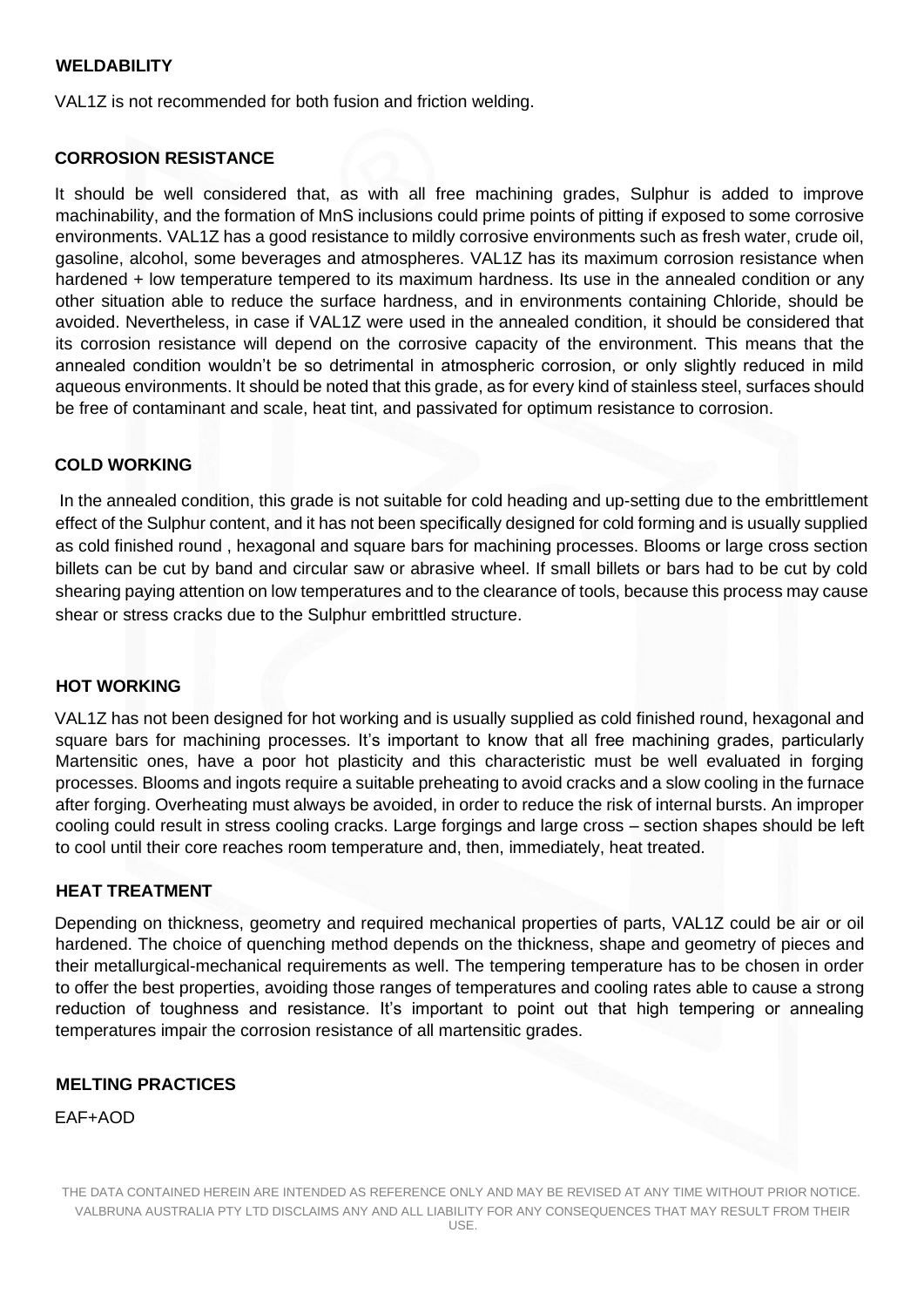## WELDABILITY

VAL1Z is not recommended for both fusion and friction welding.

## CORROSION RESISTANCE

It should be well considered that, as with all free machining grades, Sulphur is added to improve machinability, and the formation of MnS inclusions could prime points of pitting if exposed to some corrosive environments. VAL1Z has a good resistance to mildly corrosive environments such as fresh water, crude oil, gasoline, alcohol, some beverages and atmospheres. VAL1Z has its maximum corrosion resistance when hardened + low temperature tempered to its maximum hardness. Its use in the annealed condition or any other situation able to reduce the surface hardness, and in environments containing Chloride, should be avoided. Nevertheless, in case if VAL1Z were used in the annealed condition, it should be considered that its corrosion resistance will depend on the corrosive capacity of the environment. This means that the annealed condition wouldn't be so detrimental in atmospheric corrosion, or only slightly reduced in mild aqueous environments. It should be noted that this grade, as for every kind of stainless steel, surfaces should be free of contaminant and scale, heat tint, and passivated for optimum resistance to corrosion.

## COLD WORKING

In the annealed condition, this grade is not suitable for cold heading and up-setting due to the embrittlement effect of the Sulphur content, and it has not been specifically designed for cold forming and is usually supplied as cold finished round , hexagonal and square bars for machining processes. Blooms or large cross section billets can be cut by band and circular saw or abrasive wheel. If small billets or bars had to be cut by cold shearing paying attention on low temperatures and to the clearance of tools, because this process may cause shear or stress cracks due to the Sulphur embrittled structure.

## HOT WORKING

VAL1Z has not been designed for hot working and is usually supplied as cold finished round, hexagonal and square bars for machining processes. It's important to know that all free machining grades, particularly Martensitic ones, have a poor hot plasticity and this characteristic must be well evaluated in forging processes. Blooms and ingots require a suitable preheating to avoid cracks and a slow cooling in the furnace after forging. Overheating must always be avoided, in order to reduce the risk of internal bursts. An improper cooling could result in stress cooling cracks. Large forgings and large cross – section shapes should be left to cool until their core reaches room temperature and, then, immediately, heat treated.

## HEAT TREATMENT

Depending on thickness, geometry and required mechanical properties of parts, VAL1Z could be air or oil hardened. The choice of quenching method depends on the thickness, shape and geometry of pieces and their metallurgical-mechanical requirements as well. The tempering temperature has to be chosen in order to offer the best properties, avoiding those ranges of temperatures and cooling rates able to cause a strong reduction of toughness and resistance. It's important to point out that high tempering or annealing temperatures impair the corrosion resistance of all martensitic grades.

## MELTING PRACTICES

EAF+AOD

THE DATA CONTAINED HEREIN ARE INTENDED AS REFERENCE ONLY AND MAY BE REVISED AT ANY TIME WITHOUT PRIOR NOTICE. VALBRUNA AUSTRALIA PTY LTD DISCLAIMS ANY AND ALL LIABILITY FOR ANY CONSEQUENCES THAT MAY RESULT FROM THEIR USE.